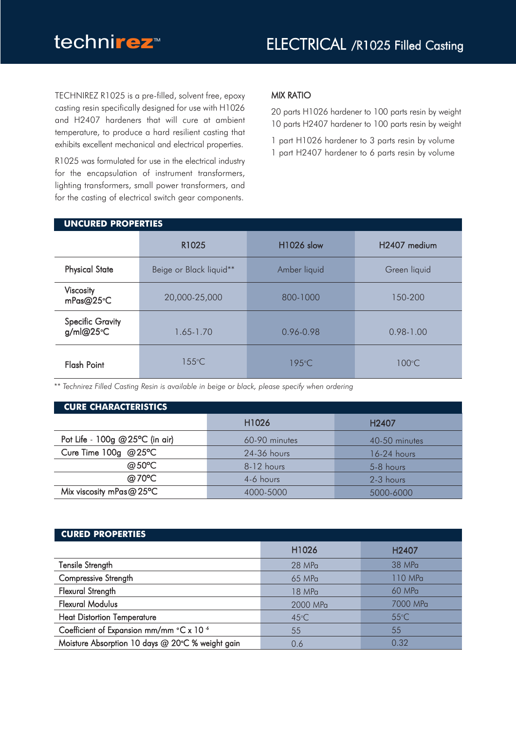# technirez™

## ELECTRICAL /R1025 Filled Casting

TECHNIREZ R1025 is a pre-filled, solvent free, epoxy casting resin specifically designed for use with H1026 and H2407 hardeners that will cure at ambient temperature, to produce a hard resilient casting that exhibits excellent mechanical and electrical properties.

R1025 was formulated for use in the electrical industry for the encapsulation of instrument transformers, lighting transformers, small power transformers, and for the casting of electrical switch gear components.

### MIX RATIO

20 parts H1026 hardener to 100 parts resin by weight
10 parts H2407 hardener to 100 parts resin by weight

1 part H1026 hardener to 3 parts resin by volume
1 part H2407 hardener to 6 parts resin by volume

### UNCURED PROPERTIES

| | R1025 | H1026 slow | H2407 medium |
|---|---|---|---|
| Physical State | Beige or Black liquid** | Amber liquid | Green liquid |
| Viscosity mPas@25°C | 20,000-25,000 | 800-1000 | 150-200 |
| Specific Gravity g/ml@25°C | 1.65-1.70 | 0.96-0.98 | 0.98-1.00 |
| Flash Point | 155°C | 195°C | 100°C |

*** Technirez Filled Casting Resin is available in beige or black, please specify when ordering*

### CURE CHARACTERISTICS

| | H1026 | H2407 |
|---|---|---|
| Pot Life - 100g @25°C (in air) | 60-90 minutes | 40-50 minutes |
| Cure Time 100g @25°C | 24-36 hours | 16-24 hours |
| @50°C | 8-12 hours | 5-8 hours |
| @70°C | 4-6 hours | 2-3 hours |
| Mix viscosity mPas@25°C | 4000-5000 | 5000-6000 |

### CURED PROPERTIES

| | H1026 | H2407 |
|---|---|---|
| Tensile Strength | 28 MPa | 38 MPa |
| Compressive Strength | 65 MPa | 110 MPa |
| Flexural Strength | 18 MPa | 60 MPa |
| Flexural Modulus | 2000 MPa | 7000 MPa |
| Heat Distortion Temperature | 45°C | 55°C |
| Coefficient of Expansion mm/mm °C x $10^{-6}$ | 55 | 55 |
| Moisture Absorption 10 days @ 20°C % weight gain | 0.6 | 0.32 |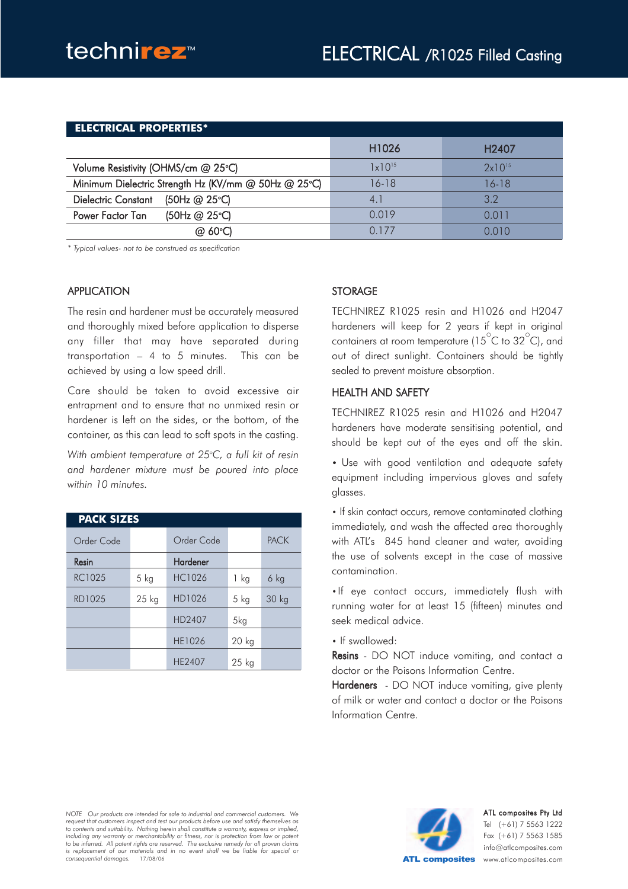## ELECTRICAL PROPERTIES*

| | H1026 | H2407 |
|---|---|---|
| Volume Resistivity (OHMS/cm @ 25°C) | $1x10^{15}$ | $2x10^{15}$ |
| Minimum Dielectric Strength Hz (KV/mm @ 50Hz @ 25°C) | 16-18 | 16-18 |
| Dielectric Constant (50Hz @ 25°C) | 4.1 | 3.2 |
| Power Factor Tan (50Hz @ 25°C) | 0.019 | 0.011 |
| @ 60°C) | 0.177 | 0.010 |

*\* Typical values- not to be construed as specification*

## APPLICATION

The resin and hardener must be accurately measured and thoroughly mixed before application to disperse any filler that may have separated during transportation – 4 to 5 minutes. This can be achieved by using a low speed drill.

Care should be taken to avoid excessive air entrapment and to ensure that no unmixed resin or hardener is left on the sides, or the bottom, of the container, as this can lead to soft spots in the casting.

*With ambient temperature at 25°C, a full kit of resin and hardener mixture must be poured into place within 10 minutes.*

## PACK SIZES

| Order Code | | Order Code | | PACK |
|---|---|---|---|---|
| Resin | | Hardener | | |
| RC1025 | 5 kg | HC1026 | 1 kg | 6 kg |
| RD1025 | 25 kg | HD1026 | 5 kg | 30 kg |
| | | HD2407 | 5kg | |
| | | HE1026 | 20 kg | |
| | | HE2407 | 25 kg | |

## STORAGE

TECHNIREZ R1025 resin and H1026 and H2047 hardeners will keep for 2 years if kept in original containers at room temperature (15°C to 32°C), and out of direct sunlight. Containers should be tightly sealed to prevent moisture absorption.

## HEALTH AND SAFETY

TECHNIREZ R1025 resin and H1026 and H2047 hardeners have moderate sensitising potential, and should be kept out of the eyes and off the skin.

- Use with good ventilation and adequate safety equipment including impervious gloves and safety glasses.
- If skin contact occurs, remove contaminated clothing immediately, and wash the affected area thoroughly with ATL's 845 hand cleaner and water, avoiding the use of solvents except in the case of massive contamination.
- If eye contact occurs, immediately flush with running water for at least 15 (fifteen) minutes and seek medical advice.
- If swallowed:

**Resins** - DO NOT induce vomiting, and contact a doctor or the Poisons Information Centre.

**Hardeners** - DO NOT induce vomiting, give plenty of milk or water and contact a doctor or the Poisons Information Centre.

*NOTE Our products are intended for sale to industrial and commercial customers. We request that customers inspect and test our products before use and satisfy themselves as to contents and suitability. Nothing herein shall constitute a warranty, express or implied, including any warranty or merchantability or fitness, nor is protection from law or patent to be inferred. All patent rights are reserved. The exclusive remedy for all proven claims is replacement of our materials and in no event shall we be liable for special or consequential damages. 17/08/06*

**ATL composites Pty Ltd**
Tel (+61) 7 5563 1222
Fax (+61) 7 5563 1585
info@atlcomposites.com
www.atlcomposites.com